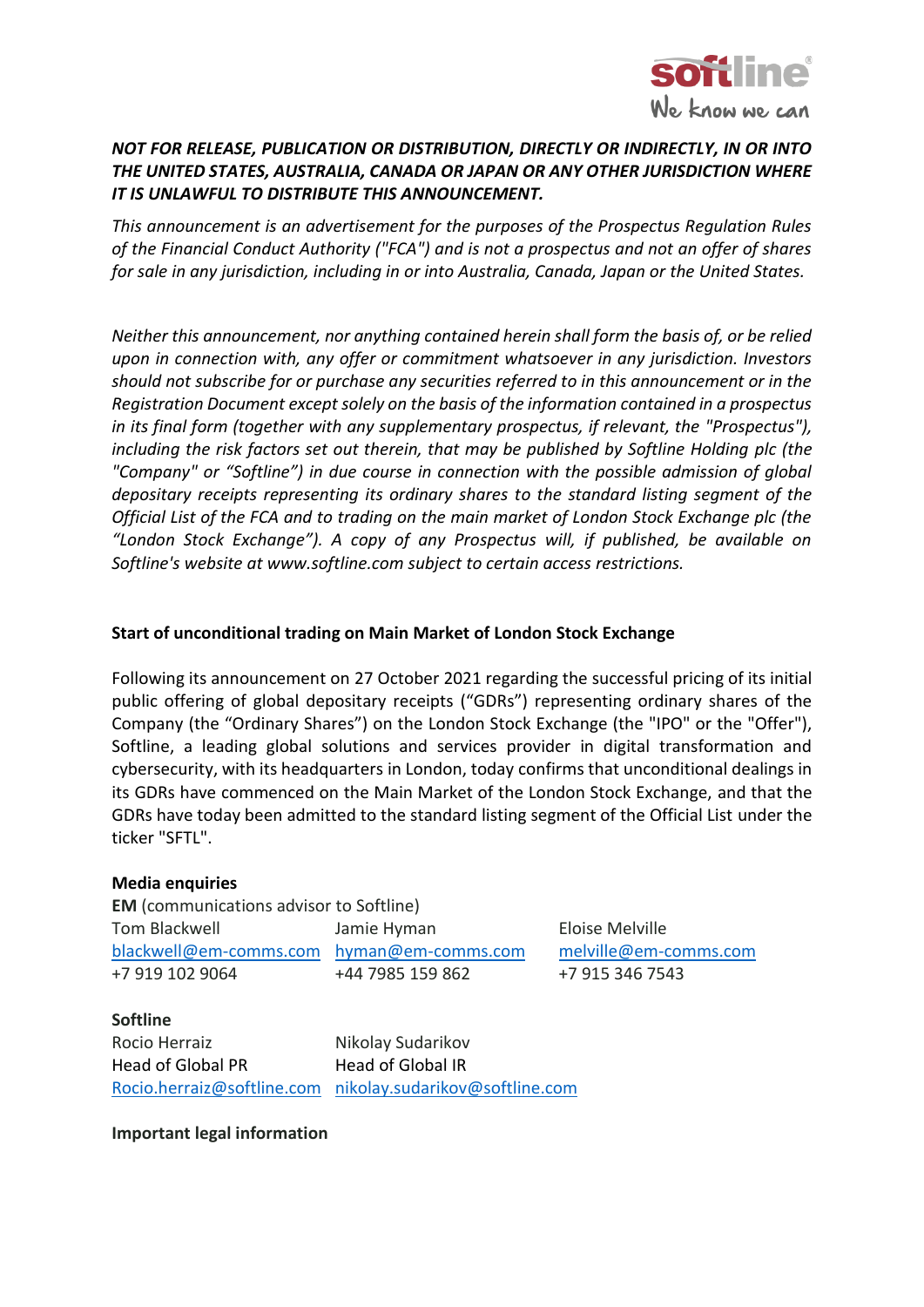***NOT FOR RELEASE, PUBLICATION OR DISTRIBUTION, DIRECTLY OR INDIRECTLY, IN OR INTO THE UNITED STATES, AUSTRALIA, CANADA OR JAPAN OR ANY OTHER JURISDICTION WHERE IT IS UNLAWFUL TO DISTRIBUTE THIS ANNOUNCEMENT.***

*This announcement is an advertisement for the purposes of the Prospectus Regulation Rules of the Financial Conduct Authority ("FCA") and is not a prospectus and not an offer of shares for sale in any jurisdiction, including in or into Australia, Canada, Japan or the United States.*

*Neither this announcement, nor anything contained herein shall form the basis of, or be relied upon in connection with, any offer or commitment whatsoever in any jurisdiction. Investors should not subscribe for or purchase any securities referred to in this announcement or in the Registration Document except solely on the basis of the information contained in a prospectus in its final form (together with any supplementary prospectus, if relevant, the "Prospectus"), including the risk factors set out therein, that may be published by Softline Holding plc (the "Company" or "Softline") in due course in connection with the possible admission of global depositary receipts representing its ordinary shares to the standard listing segment of the Official List of the FCA and to trading on the main market of London Stock Exchange plc (the "London Stock Exchange"). A copy of any Prospectus will, if published, be available on Softline's website at www.softline.com subject to certain access restrictions.*

**Start of unconditional trading on Main Market of London Stock Exchange**

Following its announcement on 27 October 2021 regarding the successful pricing of its initial public offering of global depositary receipts ("GDRs") representing ordinary shares of the Company (the "Ordinary Shares") on the London Stock Exchange (the "IPO" or the "Offer"), Softline, a leading global solutions and services provider in digital transformation and cybersecurity, with its headquarters in London, today confirms that unconditional dealings in its GDRs have commenced on the Main Market of the London Stock Exchange, and that the GDRs have today been admitted to the standard listing segment of the Official List under the ticker "SFTL".

**Media enquiries**

**EM** (communications advisor to Softline)

| Tom Blackwell | Jamie Hyman | Eloise Melville |
|---|---|---|
| blackwell@em-comms.com | hyman@em-comms.com | melville@em-comms.com |
| +7 919 102 9064 | +44 7985 159 862 | +7 915 346 7543 |

**Softline**

| Rocio Herraiz | Nikolay Sudarikov |
|---|---|
| Head of Global PR | Head of Global IR |
| Rocio.herraiz@softline.com | nikolay.sudarikov@softline.com |

**Important legal information**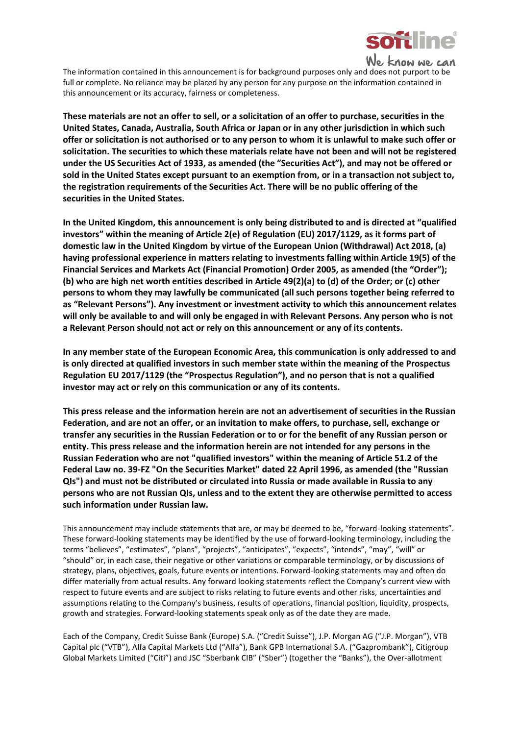The information contained in this announcement is for background purposes only and does not purport to be full or complete. No reliance may be placed by any person for any purpose on the information contained in this announcement or its accuracy, fairness or completeness.

**These materials are not an offer to sell, or a solicitation of an offer to purchase, securities in the United States, Canada, Australia, South Africa or Japan or in any other jurisdiction in which such offer or solicitation is not authorised or to any person to whom it is unlawful to make such offer or solicitation. The securities to which these materials relate have not been and will not be registered under the US Securities Act of 1933, as amended (the "Securities Act"), and may not be offered or sold in the United States except pursuant to an exemption from, or in a transaction not subject to, the registration requirements of the Securities Act. There will be no public offering of the securities in the United States.**

**In the United Kingdom, this announcement is only being distributed to and is directed at "qualified investors" within the meaning of Article 2(e) of Regulation (EU) 2017/1129, as it forms part of domestic law in the United Kingdom by virtue of the European Union (Withdrawal) Act 2018, (a) having professional experience in matters relating to investments falling within Article 19(5) of the Financial Services and Markets Act (Financial Promotion) Order 2005, as amended (the "Order"); (b) who are high net worth entities described in Article 49(2)(a) to (d) of the Order; or (c) other persons to whom they may lawfully be communicated (all such persons together being referred to as "Relevant Persons"). Any investment or investment activity to which this announcement relates will only be available to and will only be engaged in with Relevant Persons. Any person who is not a Relevant Person should not act or rely on this announcement or any of its contents.**

**In any member state of the European Economic Area, this communication is only addressed to and is only directed at qualified investors in such member state within the meaning of the Prospectus Regulation EU 2017/1129 (the "Prospectus Regulation"), and no person that is not a qualified investor may act or rely on this communication or any of its contents.**

**This press release and the information herein are not an advertisement of securities in the Russian Federation, and are not an offer, or an invitation to make offers, to purchase, sell, exchange or transfer any securities in the Russian Federation or to or for the benefit of any Russian person or entity. This press release and the information herein are not intended for any persons in the Russian Federation who are not "qualified investors" within the meaning of Article 51.2 of the Federal Law no. 39-FZ "On the Securities Market" dated 22 April 1996, as amended (the "Russian QIs") and must not be distributed or circulated into Russia or made available in Russia to any persons who are not Russian QIs, unless and to the extent they are otherwise permitted to access such information under Russian law.**

This announcement may include statements that are, or may be deemed to be, "forward-looking statements". These forward-looking statements may be identified by the use of forward-looking terminology, including the terms "believes", "estimates", "plans", "projects", "anticipates", "expects", "intends", "may", "will" or "should" or, in each case, their negative or other variations or comparable terminology, or by discussions of strategy, plans, objectives, goals, future events or intentions. Forward-looking statements may and often do differ materially from actual results. Any forward looking statements reflect the Company's current view with respect to future events and are subject to risks relating to future events and other risks, uncertainties and assumptions relating to the Company's business, results of operations, financial position, liquidity, prospects, growth and strategies. Forward-looking statements speak only as of the date they are made.

Each of the Company, Credit Suisse Bank (Europe) S.A. ("Credit Suisse"), J.P. Morgan AG ("J.P. Morgan"), VTB Capital plc ("VTB"), Alfa Capital Markets Ltd ("Alfa"), Bank GPB International S.A. ("Gazprombank"), Citigroup Global Markets Limited ("Citi") and JSC "Sberbank CIB" ("Sber") (together the "Banks"), the Over-allotment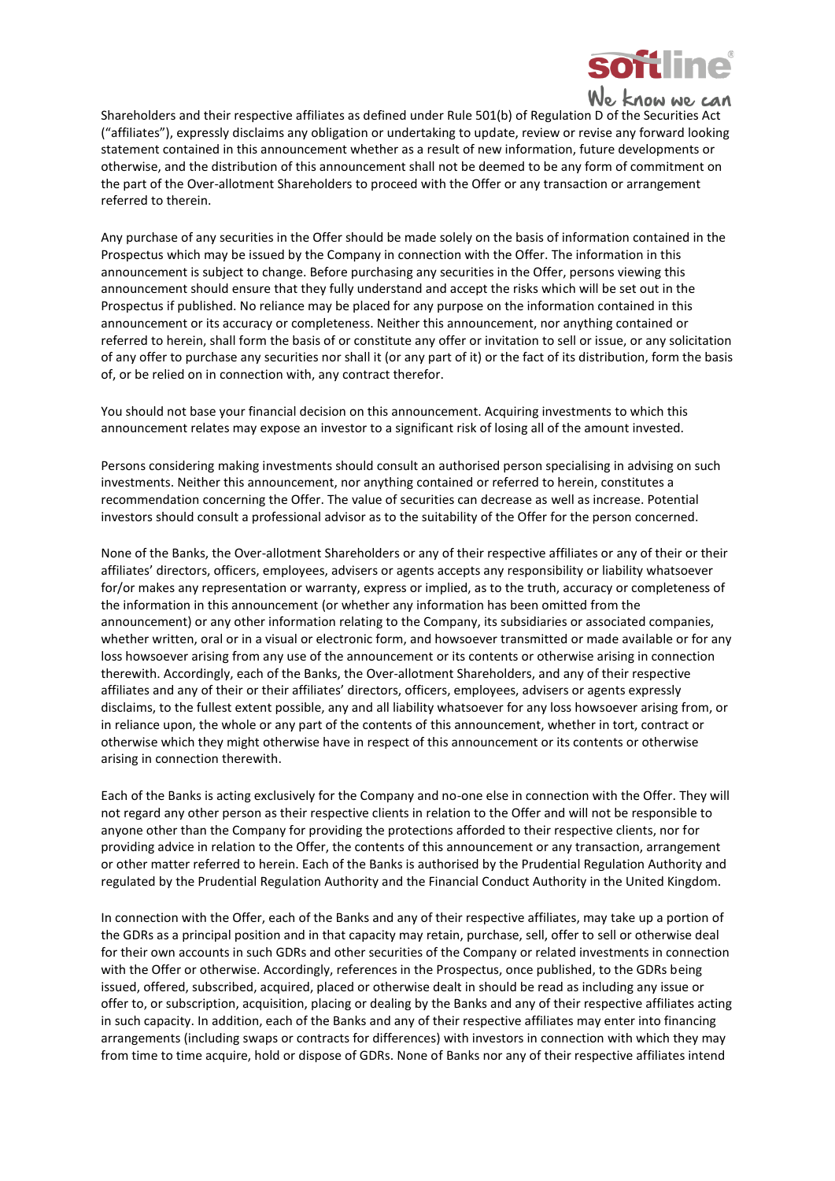Shareholders and their respective affiliates as defined under Rule 501(b) of Regulation D of the Securities Act ("affiliates"), expressly disclaims any obligation or undertaking to update, review or revise any forward looking statement contained in this announcement whether as a result of new information, future developments or otherwise, and the distribution of this announcement shall not be deemed to be any form of commitment on the part of the Over-allotment Shareholders to proceed with the Offer or any transaction or arrangement referred to therein.

Any purchase of any securities in the Offer should be made solely on the basis of information contained in the Prospectus which may be issued by the Company in connection with the Offer. The information in this announcement is subject to change. Before purchasing any securities in the Offer, persons viewing this announcement should ensure that they fully understand and accept the risks which will be set out in the Prospectus if published. No reliance may be placed for any purpose on the information contained in this announcement or its accuracy or completeness. Neither this announcement, nor anything contained or referred to herein, shall form the basis of or constitute any offer or invitation to sell or issue, or any solicitation of any offer to purchase any securities nor shall it (or any part of it) or the fact of its distribution, form the basis of, or be relied on in connection with, any contract therefor.

You should not base your financial decision on this announcement. Acquiring investments to which this announcement relates may expose an investor to a significant risk of losing all of the amount invested.

Persons considering making investments should consult an authorised person specialising in advising on such investments. Neither this announcement, nor anything contained or referred to herein, constitutes a recommendation concerning the Offer. The value of securities can decrease as well as increase. Potential investors should consult a professional advisor as to the suitability of the Offer for the person concerned.

None of the Banks, the Over-allotment Shareholders or any of their respective affiliates or any of their or their affiliates' directors, officers, employees, advisers or agents accepts any responsibility or liability whatsoever for/or makes any representation or warranty, express or implied, as to the truth, accuracy or completeness of the information in this announcement (or whether any information has been omitted from the announcement) or any other information relating to the Company, its subsidiaries or associated companies, whether written, oral or in a visual or electronic form, and howsoever transmitted or made available or for any loss howsoever arising from any use of the announcement or its contents or otherwise arising in connection therewith. Accordingly, each of the Banks, the Over-allotment Shareholders, and any of their respective affiliates and any of their or their affiliates' directors, officers, employees, advisers or agents expressly disclaims, to the fullest extent possible, any and all liability whatsoever for any loss howsoever arising from, or in reliance upon, the whole or any part of the contents of this announcement, whether in tort, contract or otherwise which they might otherwise have in respect of this announcement or its contents or otherwise arising in connection therewith.

Each of the Banks is acting exclusively for the Company and no-one else in connection with the Offer. They will not regard any other person as their respective clients in relation to the Offer and will not be responsible to anyone other than the Company for providing the protections afforded to their respective clients, nor for providing advice in relation to the Offer, the contents of this announcement or any transaction, arrangement or other matter referred to herein. Each of the Banks is authorised by the Prudential Regulation Authority and regulated by the Prudential Regulation Authority and the Financial Conduct Authority in the United Kingdom.

In connection with the Offer, each of the Banks and any of their respective affiliates, may take up a portion of the GDRs as a principal position and in that capacity may retain, purchase, sell, offer to sell or otherwise deal for their own accounts in such GDRs and other securities of the Company or related investments in connection with the Offer or otherwise. Accordingly, references in the Prospectus, once published, to the GDRs being issued, offered, subscribed, acquired, placed or otherwise dealt in should be read as including any issue or offer to, or subscription, acquisition, placing or dealing by the Banks and any of their respective affiliates acting in such capacity. In addition, each of the Banks and any of their respective affiliates may enter into financing arrangements (including swaps or contracts for differences) with investors in connection with which they may from time to time acquire, hold or dispose of GDRs. None of Banks nor any of their respective affiliates intend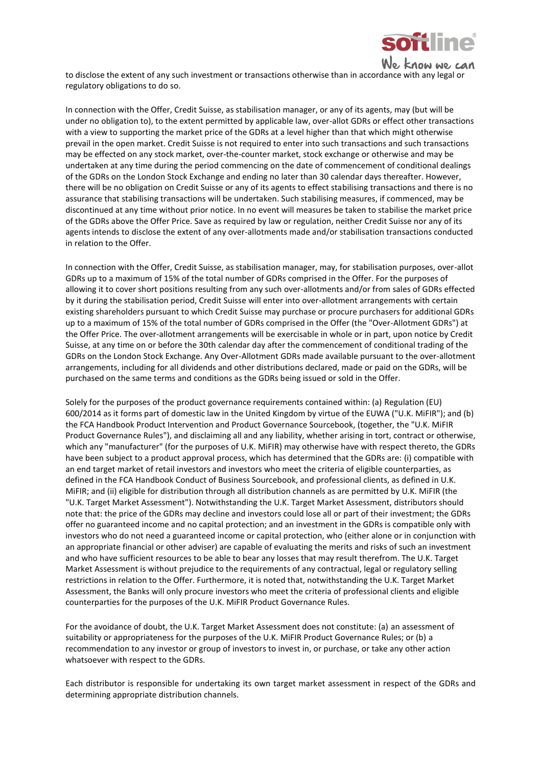to disclose the extent of any such investment or transactions otherwise than in accordance with any legal or regulatory obligations to do so.

In connection with the Offer, Credit Suisse, as stabilisation manager, or any of its agents, may (but will be under no obligation to), to the extent permitted by applicable law, over-allot GDRs or effect other transactions with a view to supporting the market price of the GDRs at a level higher than that which might otherwise prevail in the open market. Credit Suisse is not required to enter into such transactions and such transactions may be effected on any stock market, over-the-counter market, stock exchange or otherwise and may be undertaken at any time during the period commencing on the date of commencement of conditional dealings of the GDRs on the London Stock Exchange and ending no later than 30 calendar days thereafter. However, there will be no obligation on Credit Suisse or any of its agents to effect stabilising transactions and there is no assurance that stabilising transactions will be undertaken. Such stabilising measures, if commenced, may be discontinued at any time without prior notice. In no event will measures be taken to stabilise the market price of the GDRs above the Offer Price. Save as required by law or regulation, neither Credit Suisse nor any of its agents intends to disclose the extent of any over-allotments made and/or stabilisation transactions conducted in relation to the Offer.

In connection with the Offer, Credit Suisse, as stabilisation manager, may, for stabilisation purposes, over-allot GDRs up to a maximum of 15% of the total number of GDRs comprised in the Offer. For the purposes of allowing it to cover short positions resulting from any such over-allotments and/or from sales of GDRs effected by it during the stabilisation period, Credit Suisse will enter into over-allotment arrangements with certain existing shareholders pursuant to which Credit Suisse may purchase or procure purchasers for additional GDRs up to a maximum of 15% of the total number of GDRs comprised in the Offer (the "Over-Allotment GDRs") at the Offer Price. The over-allotment arrangements will be exercisable in whole or in part, upon notice by Credit Suisse, at any time on or before the 30th calendar day after the commencement of conditional trading of the GDRs on the London Stock Exchange. Any Over-Allotment GDRs made available pursuant to the over-allotment arrangements, including for all dividends and other distributions declared, made or paid on the GDRs, will be purchased on the same terms and conditions as the GDRs being issued or sold in the Offer.

Solely for the purposes of the product governance requirements contained within: (a) Regulation (EU) 600/2014 as it forms part of domestic law in the United Kingdom by virtue of the EUWA ("U.K. MiFIR"); and (b) the FCA Handbook Product Intervention and Product Governance Sourcebook, (together, the "U.K. MiFIR Product Governance Rules"), and disclaiming all and any liability, whether arising in tort, contract or otherwise, which any "manufacturer" (for the purposes of U.K. MiFIR) may otherwise have with respect thereto, the GDRs have been subject to a product approval process, which has determined that the GDRs are: (i) compatible with an end target market of retail investors and investors who meet the criteria of eligible counterparties, as defined in the FCA Handbook Conduct of Business Sourcebook, and professional clients, as defined in U.K. MiFIR; and (ii) eligible for distribution through all distribution channels as are permitted by U.K. MiFIR (the "U.K. Target Market Assessment"). Notwithstanding the U.K. Target Market Assessment, distributors should note that: the price of the GDRs may decline and investors could lose all or part of their investment; the GDRs offer no guaranteed income and no capital protection; and an investment in the GDRs is compatible only with investors who do not need a guaranteed income or capital protection, who (either alone or in conjunction with an appropriate financial or other adviser) are capable of evaluating the merits and risks of such an investment and who have sufficient resources to be able to bear any losses that may result therefrom. The U.K. Target Market Assessment is without prejudice to the requirements of any contractual, legal or regulatory selling restrictions in relation to the Offer. Furthermore, it is noted that, notwithstanding the U.K. Target Market Assessment, the Banks will only procure investors who meet the criteria of professional clients and eligible counterparties for the purposes of the U.K. MiFIR Product Governance Rules.

For the avoidance of doubt, the U.K. Target Market Assessment does not constitute: (a) an assessment of suitability or appropriateness for the purposes of the U.K. MiFIR Product Governance Rules; or (b) a recommendation to any investor or group of investors to invest in, or purchase, or take any other action whatsoever with respect to the GDRs.

Each distributor is responsible for undertaking its own target market assessment in respect of the GDRs and determining appropriate distribution channels.